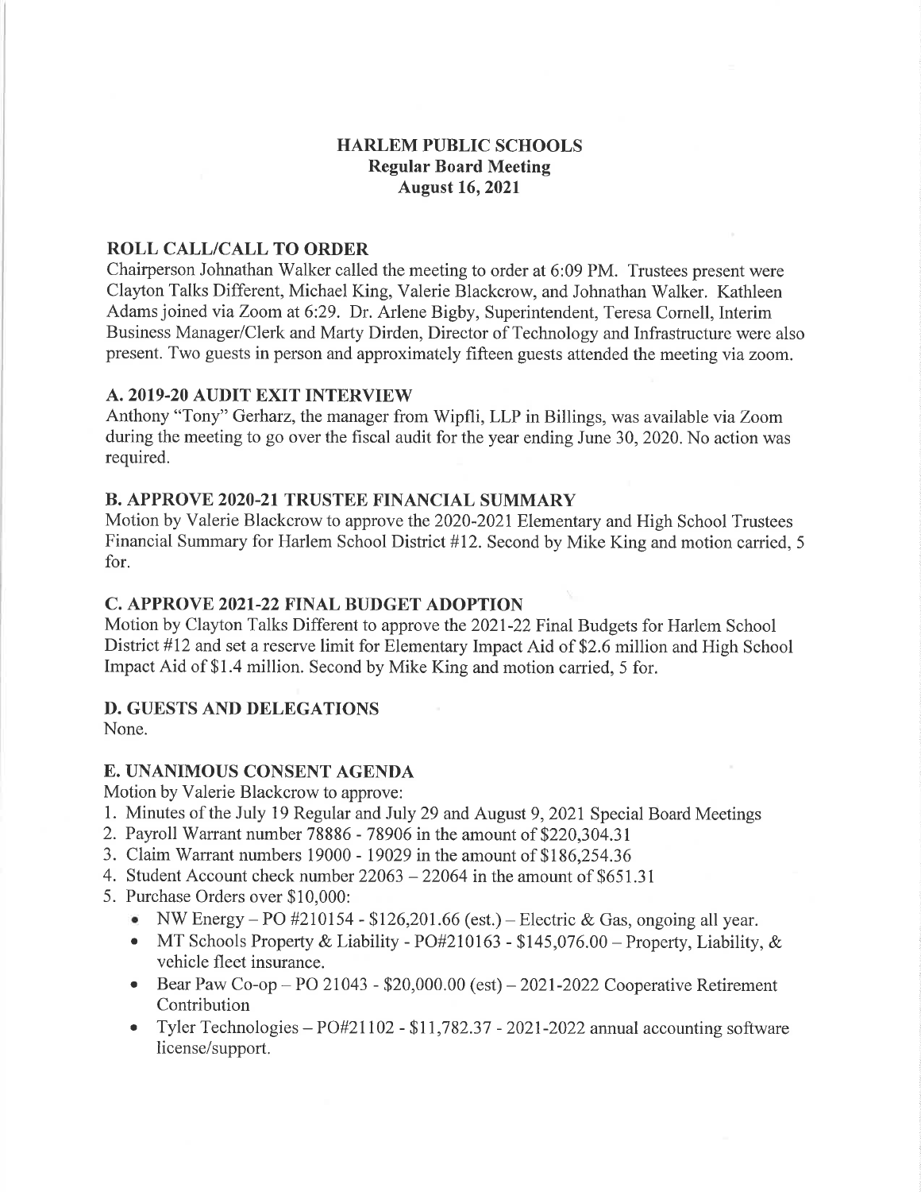# HARLEM PUBLIC SCHOOLS
## Regular Board Meeting
## August 16, 2021

### ROLL CALL/CALL TO ORDER

Chairperson Johnathan Walker called the meeting to order at 6:09 PM. Trustees present were Clayton Talks Different, Michael King, Valerie Blackcrow, and Johnathan Walker. Kathleen Adams joined via Zoom at 6:29. Dr. Arlene Bigby, Superintendent, Teresa Cornell, Interim Business Manager/Clerk and Marty Dirden, Director of Technology and Infrastructure were also present. Two guests in person and approximately fifteen guests attended the meeting via zoom.

### A. 2019-20 AUDIT EXIT INTERVIEW

Anthony "Tony" Gerharz, the manager from Wipfli, LLP in Billings, was available via Zoom during the meeting to go over the fiscal audit for the year ending June 30, 2020. No action was required.

### B. APPROVE 2020-21 TRUSTEE FINANCIAL SUMMARY

Motion by Valerie Blackcrow to approve the 2020-2021 Elementary and High School Trustees Financial Summary for Harlem School District #12. Second by Mike King and motion carried, 5 for.

### C. APPROVE 2021-22 FINAL BUDGET ADOPTION

Motion by Clayton Talks Different to approve the 2021-22 Final Budgets for Harlem School District #12 and set a reserve limit for Elementary Impact Aid of $2.6 million and High School Impact Aid of $1.4 million. Second by Mike King and motion carried, 5 for.

### D. GUESTS AND DELEGATIONS

None.

### E. UNANIMOUS CONSENT AGENDA

Motion by Valerie Blackcrow to approve:

1. Minutes of the July 19 Regular and July 29 and August 9, 2021 Special Board Meetings
2. Payroll Warrant number 78886 - 78906 in the amount of $220,304.31
3. Claim Warrant numbers 19000 - 19029 in the amount of $186,254.36
4. Student Account check number 22063 – 22064 in the amount of $651.31
5. Purchase Orders over $10,000:
   - NW Energy – PO #210154 - $126,201.66 (est.) – Electric & Gas, ongoing all year.
   - MT Schools Property & Liability - PO#210163 - $145,076.00 – Property, Liability, & vehicle fleet insurance.
   - Bear Paw Co-op – PO 21043 - $20,000.00 (est) – 2021-2022 Cooperative Retirement Contribution
   - Tyler Technologies – PO#21102 - $11,782.37 - 2021-2022 annual accounting software license/support.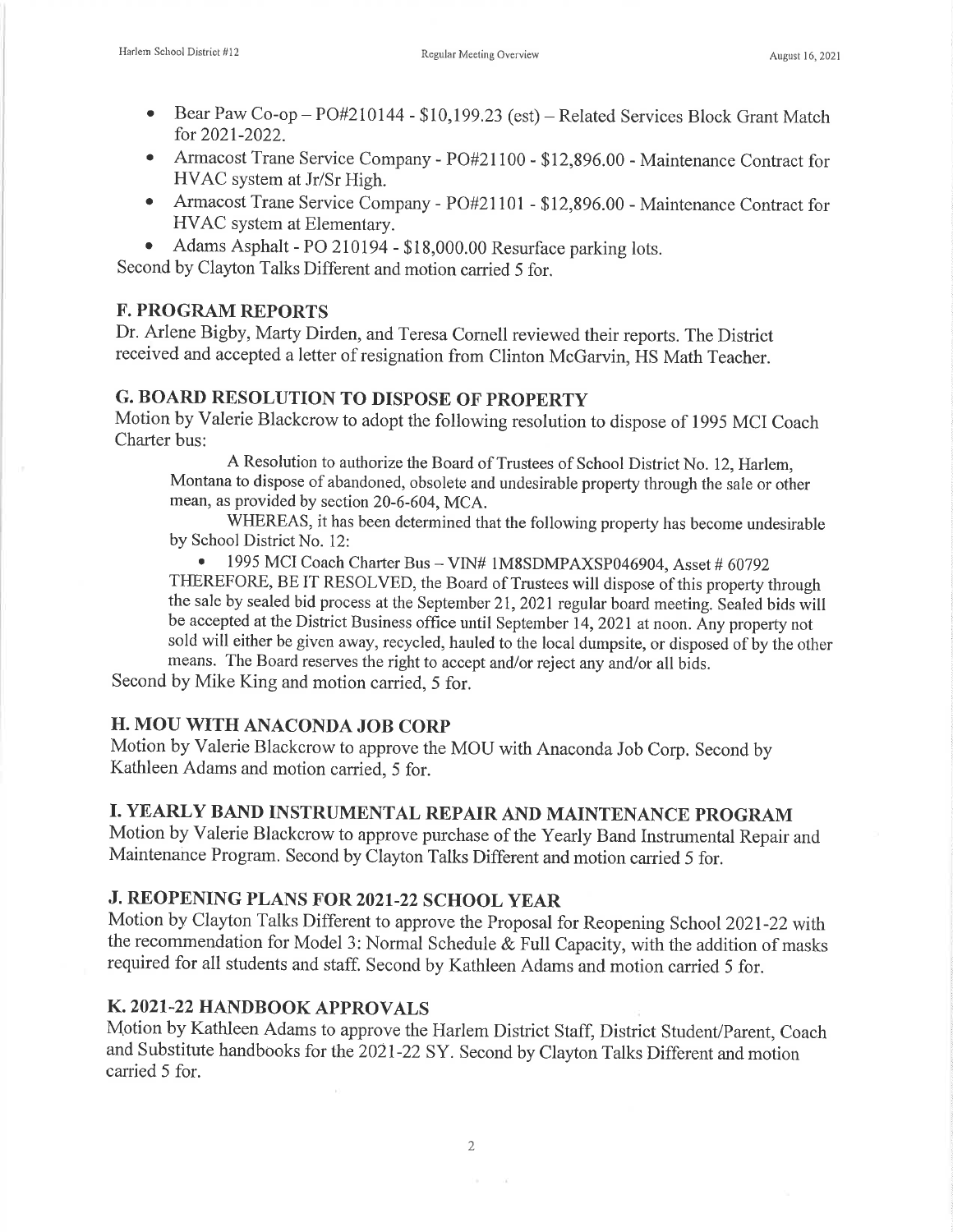- Bear Paw Co-op – PO#210144 - $10,199.23 (est) – Related Services Block Grant Match for 2021-2022.
- Armacost Trane Service Company - PO#21100 - $12,896.00 - Maintenance Contract for HVAC system at Jr/Sr High.
- Armacost Trane Service Company - PO#21101 - $12,896.00 - Maintenance Contract for HVAC system at Elementary.
- Adams Asphalt - PO 210194 - $18,000.00 Resurface parking lots.

Second by Clayton Talks Different and motion carried 5 for.

## F. PROGRAM REPORTS

Dr. Arlene Bigby, Marty Dirden, and Teresa Cornell reviewed their reports. The District received and accepted a letter of resignation from Clinton McGarvin, HS Math Teacher.

## G. BOARD RESOLUTION TO DISPOSE OF PROPERTY

Motion by Valerie Blackcrow to adopt the following resolution to dispose of 1995 MCI Coach Charter bus:

> A Resolution to authorize the Board of Trustees of School District No. 12, Harlem, Montana to dispose of abandoned, obsolete and undesirable property through the sale or other mean, as provided by section 20-6-604, MCA.
>
> WHEREAS, it has been determined that the following property has become undesirable by School District No. 12:
>
> - 1995 MCI Coach Charter Bus – VIN# 1M8SDMPAXSP046904, Asset # 60792
>
> THEREFORE, BE IT RESOLVED, the Board of Trustees will dispose of this property through the sale by sealed bid process at the September 21, 2021 regular board meeting. Sealed bids will be accepted at the District Business office until September 14, 2021 at noon. Any property not sold will either be given away, recycled, hauled to the local dumpsite, or disposed of by the other means. The Board reserves the right to accept and/or reject any and/or all bids.

Second by Mike King and motion carried, 5 for.

## H. MOU WITH ANACONDA JOB CORP

Motion by Valerie Blackcrow to approve the MOU with Anaconda Job Corp. Second by Kathleen Adams and motion carried, 5 for.

## I. YEARLY BAND INSTRUMENTAL REPAIR AND MAINTENANCE PROGRAM

Motion by Valerie Blackcrow to approve purchase of the Yearly Band Instrumental Repair and Maintenance Program. Second by Clayton Talks Different and motion carried 5 for.

## J. REOPENING PLANS FOR 2021-22 SCHOOL YEAR

Motion by Clayton Talks Different to approve the Proposal for Reopening School 2021-22 with the recommendation for Model 3: Normal Schedule & Full Capacity, with the addition of masks required for all students and staff. Second by Kathleen Adams and motion carried 5 for.

## K. 2021-22 HANDBOOK APPROVALS

Motion by Kathleen Adams to approve the Harlem District Staff, District Student/Parent, Coach and Substitute handbooks for the 2021-22 SY. Second by Clayton Talks Different and motion carried 5 for.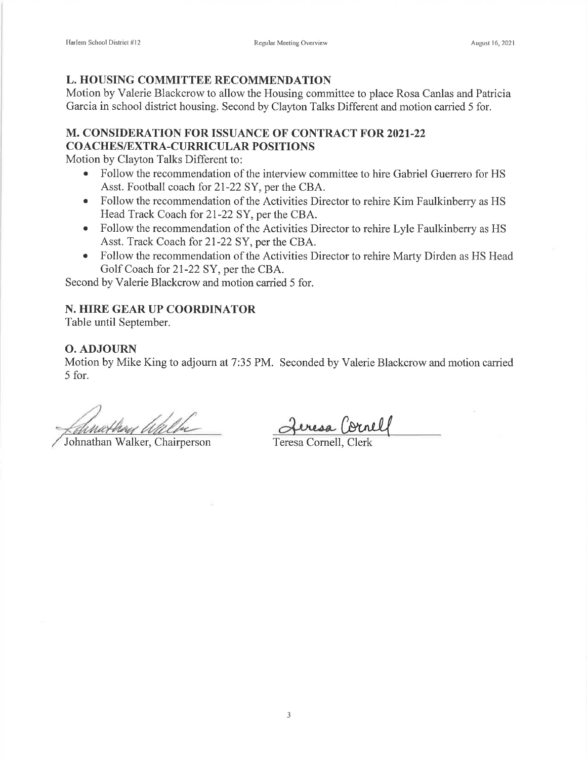## L. HOUSING COMMITTEE RECOMMENDATION

Motion by Valerie Blackcrow to allow the Housing committee to place Rosa Canlas and Patricia Garcia in school district housing. Second by Clayton Talks Different and motion carried 5 for.

## M. CONSIDERATION FOR ISSUANCE OF CONTRACT FOR 2021-22 COACHES/EXTRA-CURRICULAR POSITIONS

Motion by Clayton Talks Different to:

- Follow the recommendation of the interview committee to hire Gabriel Guerrero for HS Asst. Football coach for 21-22 SY, per the CBA.
- Follow the recommendation of the Activities Director to rehire Kim Faulkinberry as HS Head Track Coach for 21-22 SY, per the CBA.
- Follow the recommendation of the Activities Director to rehire Lyle Faulkinberry as HS Asst. Track Coach for 21-22 SY, per the CBA.
- Follow the recommendation of the Activities Director to rehire Marty Dirden as HS Head Golf Coach for 21-22 SY, per the CBA.

Second by Valerie Blackcrow and motion carried 5 for.

## N. HIRE GEAR UP COORDINATOR

Table until September.

## O. ADJOURN

Motion by Mike King to adjourn at 7:35 PM. Seconded by Valerie Blackcrow and motion carried 5 for.

Johnathan Walker, Chairperson

Teresa Cornell, Clerk